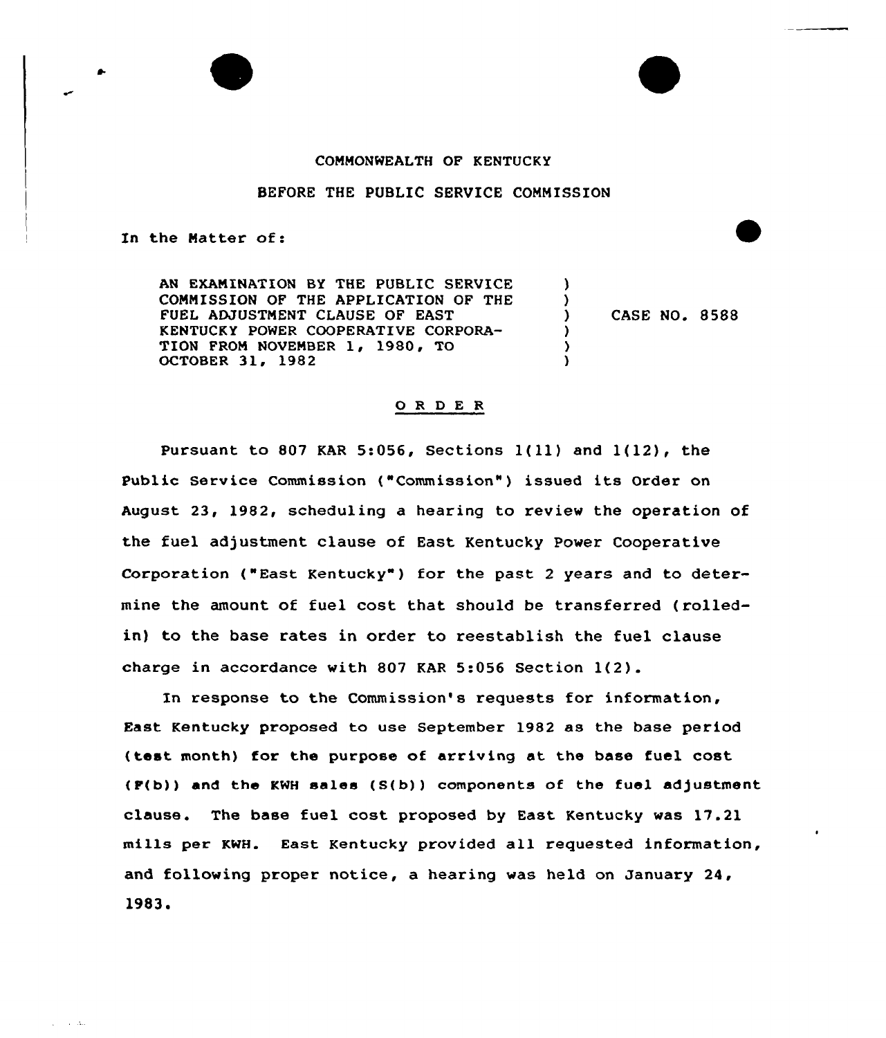COMMONWEALTH OF KENTUCKY

BEFORE THE PUBLIC SERVICE COMMISSION

In the Matter of:

| | | |
|---|---|---|
| AN EXAMINATION BY THE PUBLIC SERVICE COMMISSION OF THE APPLICATION OF THE FUEL ADJUSTMENT CLAUSE OF EAST KENTUCKY POWER COOPERATIVE CORPORATION FROM NOVEMBER 1, 1980, TO OCTOBER 31, 1982 | ) | CASE NO. 8588 |

## O R D E R

Pursuant to 807 KAR 5:056, Sections 1(11) and 1(12), the Public Service Commission ("Commission") issued its Order on August 23, 1982, scheduling a hearing to review the operation of the fuel adjustment clause of East Kentucky Power Cooperative Corporation ("East Kentucky") for the past 2 years and to determine the amount of fuel cost that should be transferred (rolled-in) to the base rates in order to reestablish the fuel clause charge in accordance with 807 KAR 5:056 Section 1(2).

In response to the Commission's requests for information, East Kentucky proposed to use September 1982 as the base period (test month) for the purpose of arriving at the base fuel cost (F(b)) and the KWH sales (S(b)) components of the fuel adjustment clause. The base fuel cost proposed by East Kentucky was 17.21 mills per KWH. East Kentucky provided all requested information, and following proper notice, a hearing was held on January 24, 1983.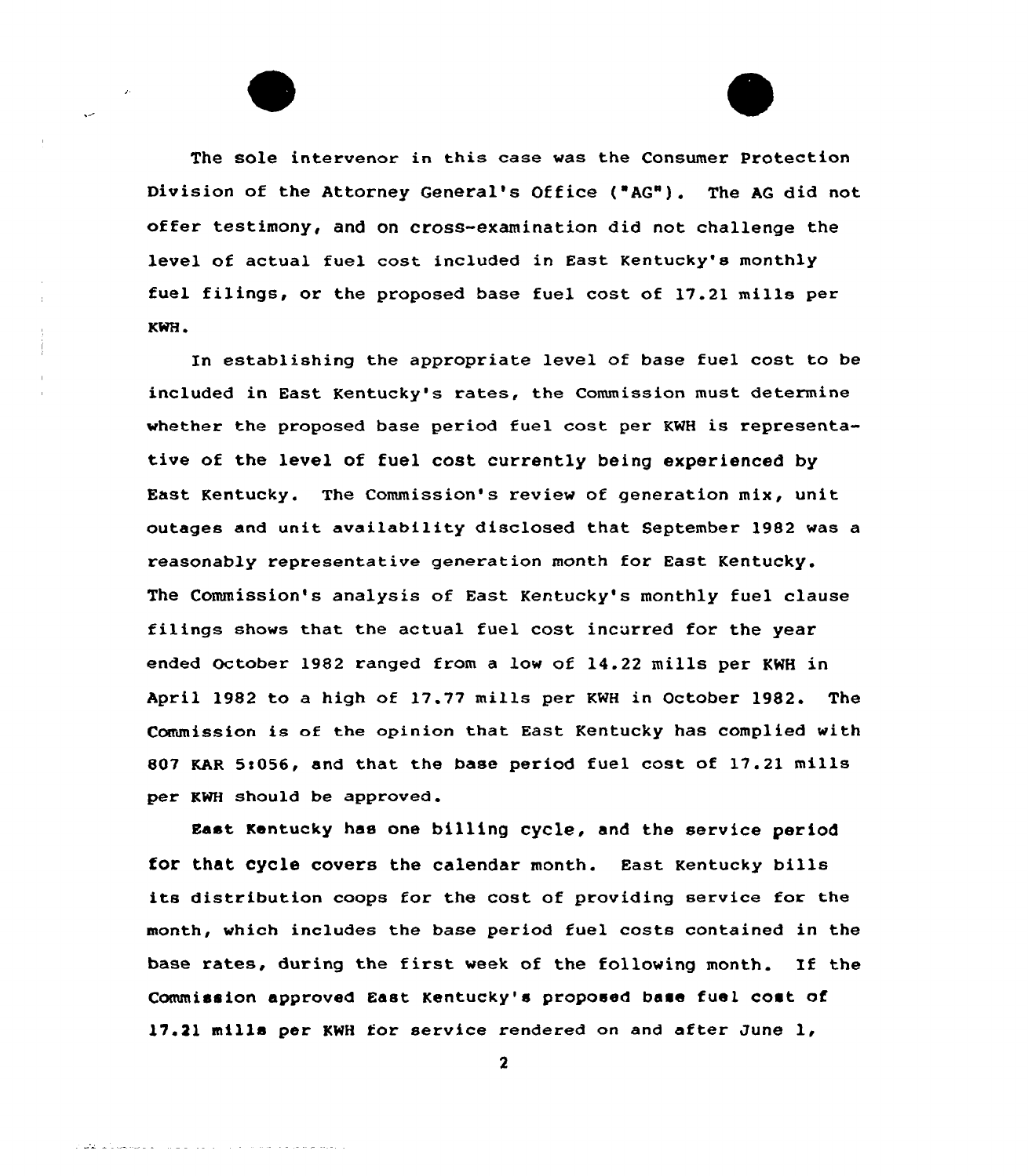The sole intervenor in this case was the Consumer Protection Division of the Attorney General's Office ("AG"). The AG did not offer testimony, and on cross-examination did not challenge the level of actual fuel cost included in East Kentucky's monthly fuel filings, or the proposed base fuel cost of 17.21 mills per KWH.

In establishing the appropriate level of base fuel cost to be included in East Kentucky's rates, the Commission must determine whether the proposed base period fuel cost per KWH is representative of the level of fuel cost currently being experienced by East Kentucky. The Commission's review of generation mix, unit outages and unit availability disclosed that September 1982 was a reasonably representative generation month for East Kentucky. The Commission's analysis of East Kentucky's monthly fuel clause filings shows that the actual fuel cost incurred for the year ended October 1982 ranged from a low of 14.22 mills per KWH in April 1982 to a high of 17.77 mills per KWH in October 1982. The Commission is of the opinion that East Kentucky has complied with 807 KAR 5:056, and that the base period fuel cost of 17.21 mills per KWH should be approved.

East Kentucky has one billing cycle, and the service period for that cycle covers the calendar month. East Kentucky bills its distribution coops for the cost of providing service for the month, which includes the base period fuel costs contained in the base rates, during the first week of the following month. If the Commission approved East Kentucky's proposed base fuel cost of 17.21 mills per KWH for service rendered on and after June 1,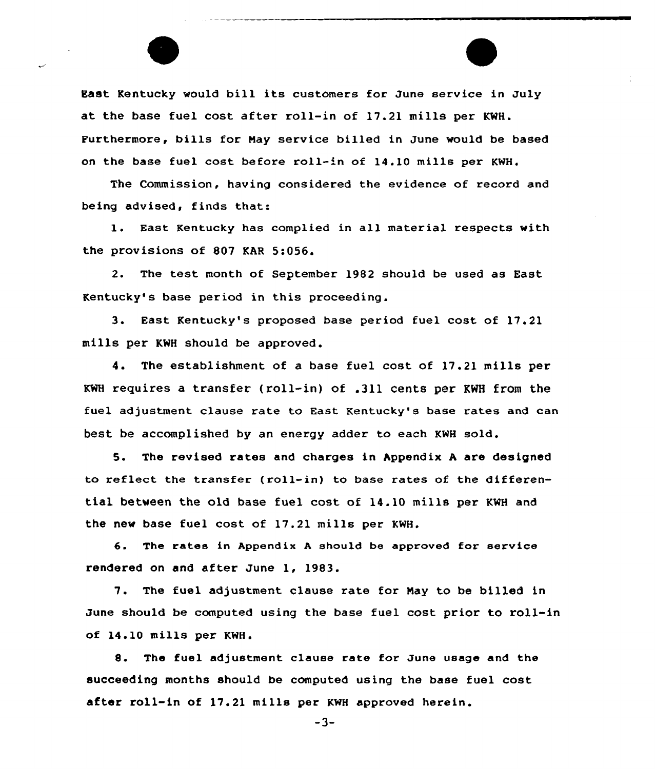East Kentucky would bill its customers for June service in July at the base fuel cost after roll-in of 17.21 mills per KWH. Furthermore, bills for May service billed in June would be based on the base fuel cost before roll-in of 14.10 mills per KWH.

The Commission, having considered the evidence of record and being advised, finds that:

1. East Kentucky has complied in all material respects with the provisions of 807 KAR 5:056.

2. The test month of September 1982 should be used as East Kentucky's base period in this proceeding.

3. East Kentucky's proposed base period fuel cost of 17.21 mills per KWH should be approved.

4. The establishment of a base fuel cost of 17.21 mills per KWH requires a transfer (roll-in) of .311 cents per KWH from the fuel adjustment clause rate to East Kentucky's base rates and can best be accomplished by an energy adder to each KWH sold.

5. The revised rates and charges in Appendix A are designed to reflect the transfer (roll-in) to base rates of the differential between the old base fuel cost of 14.10 mills per KWH and the new base fuel cost of 17.21 mills per KWH.

6. The rates in Appendix A should be approved for service rendered on and after June 1, 1983.

7. The fuel adjustment clause rate for May to be billed in June should be computed using the base fuel cost prior to roll-in of 14.10 mills per KWH.

8. The fuel adjustment clause rate for June usage and the succeeding months should be computed using the base fuel cost after roll-in of 17.21 mills per KWH approved herein.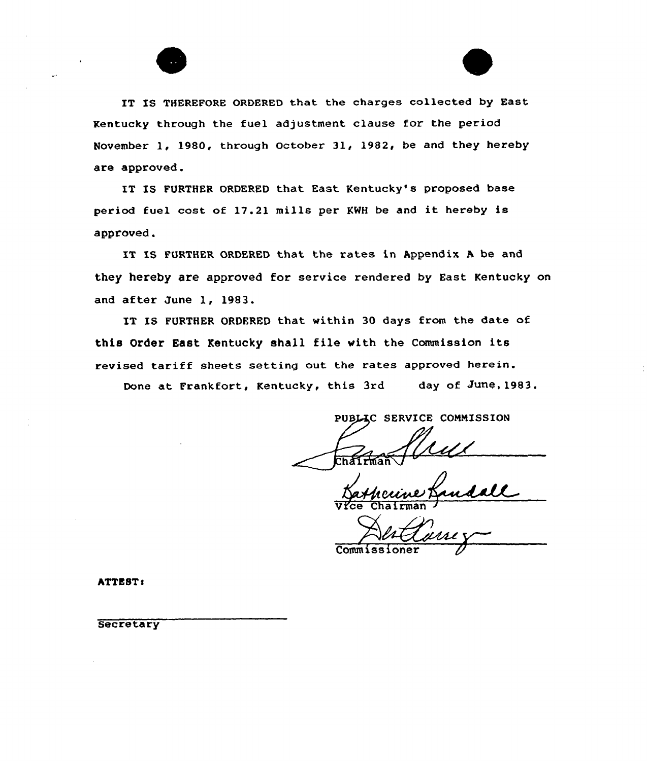IT IS THEREFORE ORDERED that the charges collected by East Kentucky through the fuel adjustment clause for the period November 1, 1980, through October 31, 1982, be and they hereby are approved.

IT IS FURTHER ORDERED that East Kentucky's proposed base period fuel cost of 17.21 mills per KWH be and it hereby is approved.

IT IS FURTHER ORDERED that the rates in Appendix A be and they hereby are approved for service rendered by East Kentucky on and after June 1, 1983.

IT IS FURTHER ORDERED that within 30 days from the date of this Order East Kentucky shall file with the Commission its revised tariff sheets setting out the rates approved herein.

Done at Frankfort, Kentucky, this 3rd day of June, 1983.

PUBLIC SERVICE COMMISSION

Chairman

Vice Chairman

Commissioner

ATTEST:

Secretary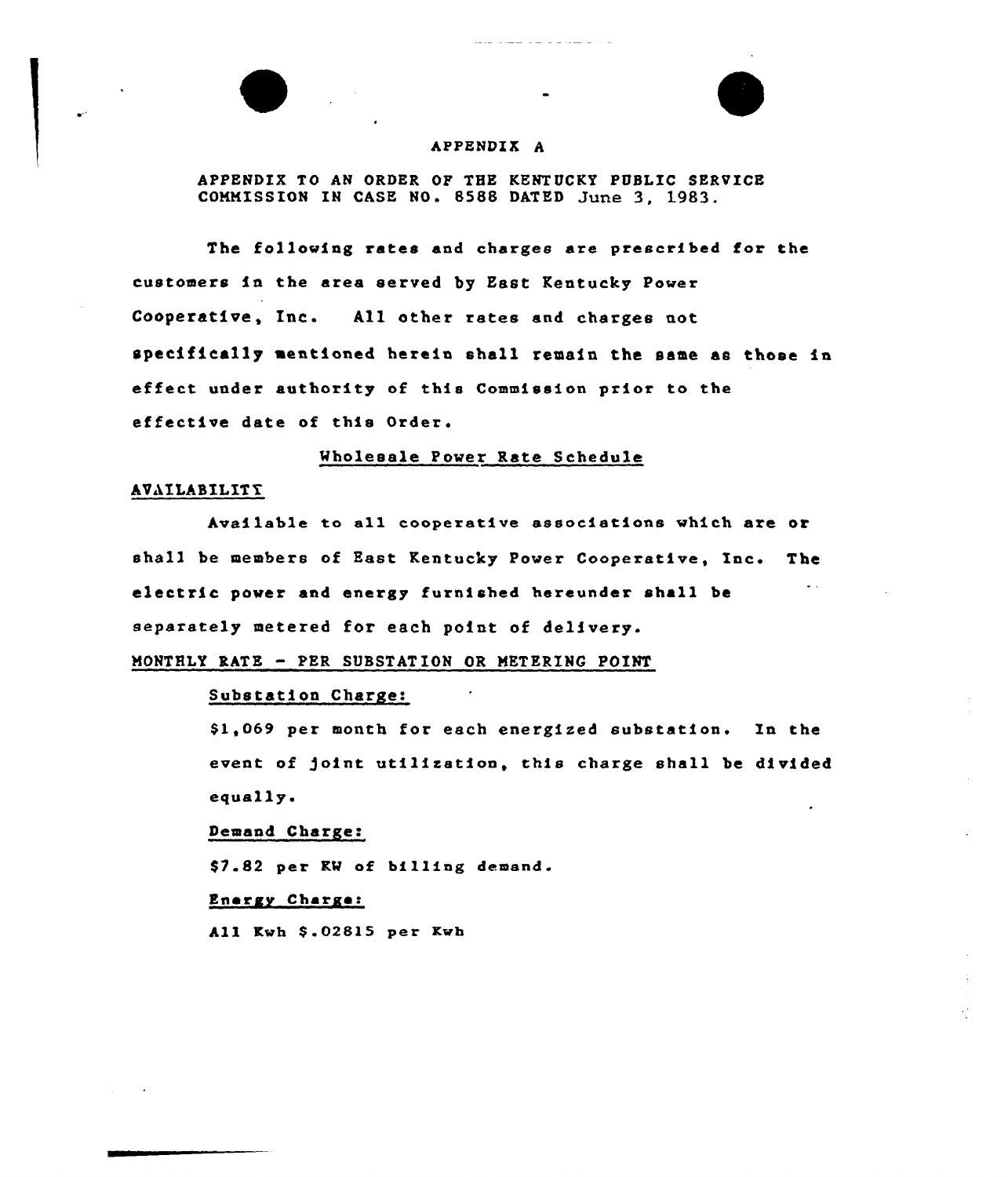# APPENDIX A

APPENDIX TO AN ORDER OF THE KENTUCKY PUBLIC SERVICE COMMISSION IN CASE NO. 8588 DATED June 3, 1983.

The following rates and charges are prescribed for the customers in the area served by East Kentucky Power Cooperative, Inc. All other rates and charges not specifically mentioned herein shall remain the same as those in effect under authority of this Commission prior to the effective date of this Order.

## Wholesale Power Rate Schedule

### AVAILABILITY

Available to all cooperative associations which are or shall be members of East Kentucky Power Cooperative, Inc. The electric power and energy furnished hereunder shall be separately metered for each point of delivery.

### MONTHLY RATE - PER SUBSTATION OR METERING POINT

Substation Charge:

$1,069 per month for each energized substation. In the event of joint utilization, this charge shall be divided equally.

Demand Charge:

$7.82 per KW of billing demand.

Energy Charge:

All Kwh $.02815 per Kwh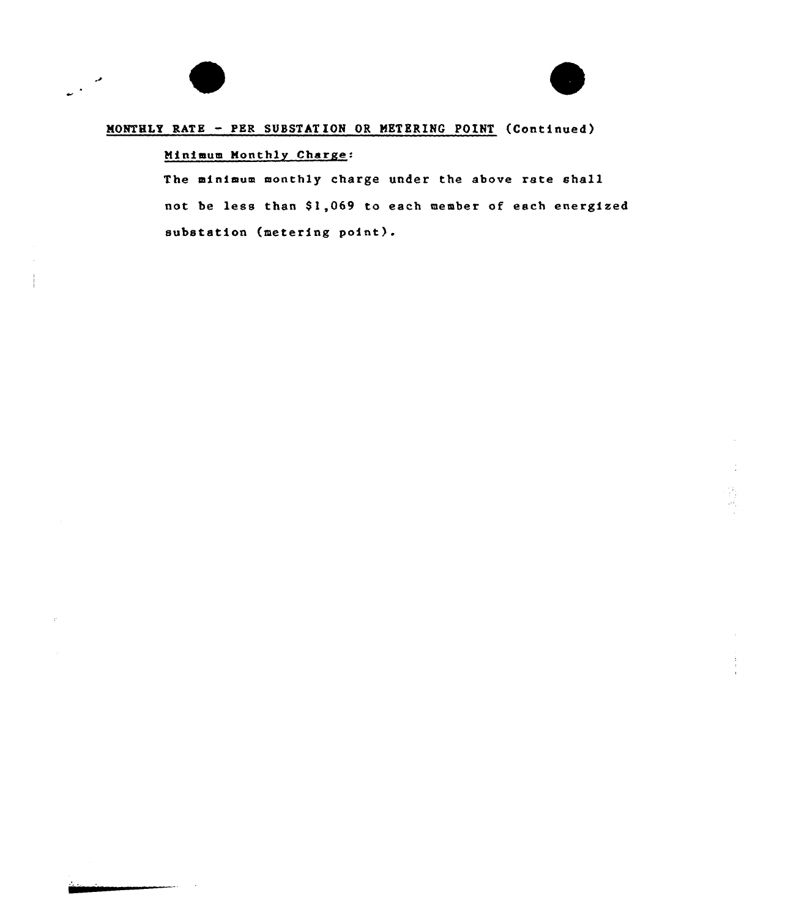MONTHLY RATE - PER SUBSTATION OR METERING POINT (Continued)

Minimum Monthly Charge:

The minimum monthly charge under the above rate shall not be less than $1,069 to each member of each energized substation (metering point).